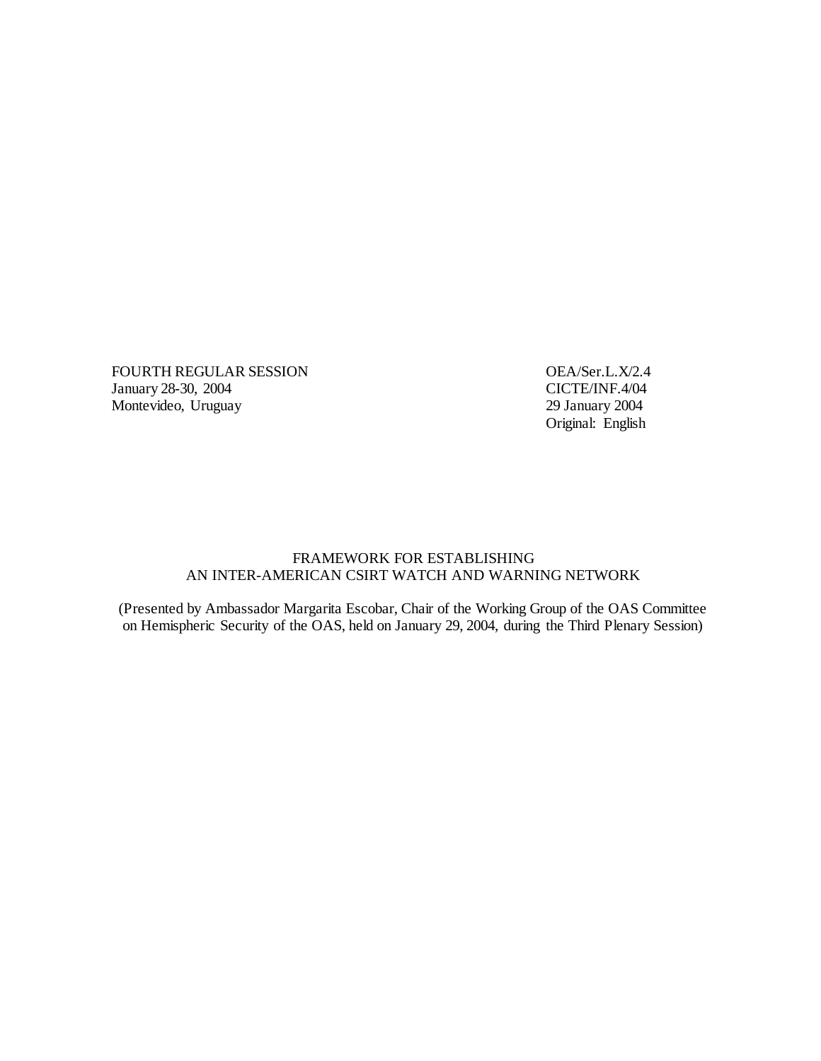FOURTH REGULAR SESSION
January 28-30, 2004
Montevideo, Uruguay

OEA/Ser.L.X/2.4
CICTE/INF.4/04
29 January 2004
Original: English

# FRAMEWORK FOR ESTABLISHING AN INTER-AMERICAN CSIRT WATCH AND WARNING NETWORK

(Presented by Ambassador Margarita Escobar, Chair of the Working Group of the OAS Committee on Hemispheric Security of the OAS, held on January 29, 2004, during the Third Plenary Session)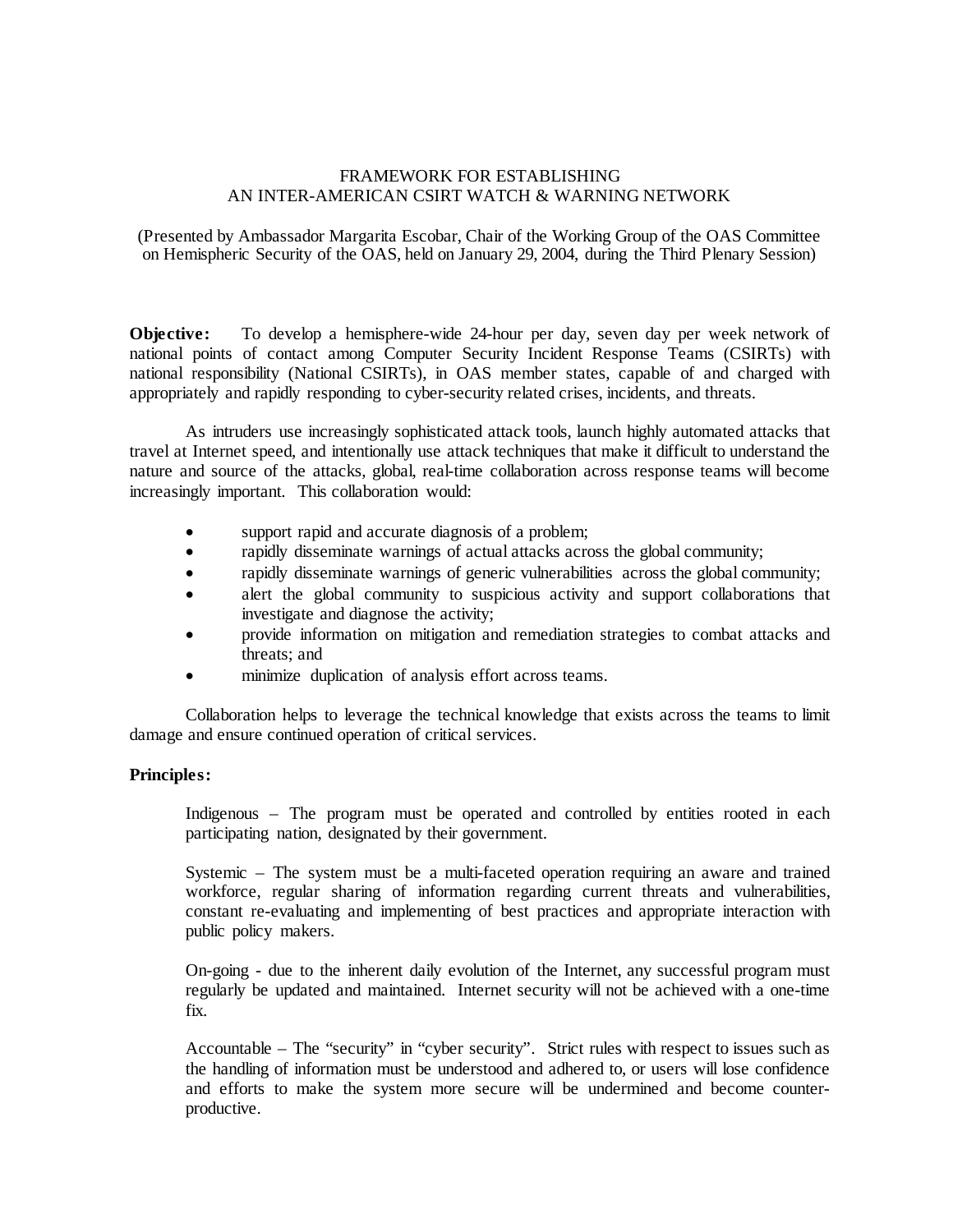FRAMEWORK FOR ESTABLISHING
AN INTER-AMERICAN CSIRT WATCH & WARNING NETWORK

(Presented by Ambassador Margarita Escobar, Chair of the Working Group of the OAS Committee on Hemispheric Security of the OAS, held on January 29, 2004, during the Third Plenary Session)

**Objective:** To develop a hemisphere-wide 24-hour per day, seven day per week network of national points of contact among Computer Security Incident Response Teams (CSIRTs) with national responsibility (National CSIRTs), in OAS member states, capable of and charged with appropriately and rapidly responding to cyber-security related crises, incidents, and threats.

As intruders use increasingly sophisticated attack tools, launch highly automated attacks that travel at Internet speed, and intentionally use attack techniques that make it difficult to understand the nature and source of the attacks, global, real-time collaboration across response teams will become increasingly important. This collaboration would:

- support rapid and accurate diagnosis of a problem;
- rapidly disseminate warnings of actual attacks across the global community;
- rapidly disseminate warnings of generic vulnerabilities across the global community;
- alert the global community to suspicious activity and support collaborations that investigate and diagnose the activity;
- provide information on mitigation and remediation strategies to combat attacks and threats; and
- minimize duplication of analysis effort across teams.

Collaboration helps to leverage the technical knowledge that exists across the teams to limit damage and ensure continued operation of critical services.

**Principles:**

Indigenous – The program must be operated and controlled by entities rooted in each participating nation, designated by their government.

Systemic – The system must be a multi-faceted operation requiring an aware and trained workforce, regular sharing of information regarding current threats and vulnerabilities, constant re-evaluating and implementing of best practices and appropriate interaction with public policy makers.

On-going - due to the inherent daily evolution of the Internet, any successful program must regularly be updated and maintained. Internet security will not be achieved with a one-time fix.

Accountable – The "security" in "cyber security". Strict rules with respect to issues such as the handling of information must be understood and adhered to, or users will lose confidence and efforts to make the system more secure will be undermined and become counter-productive.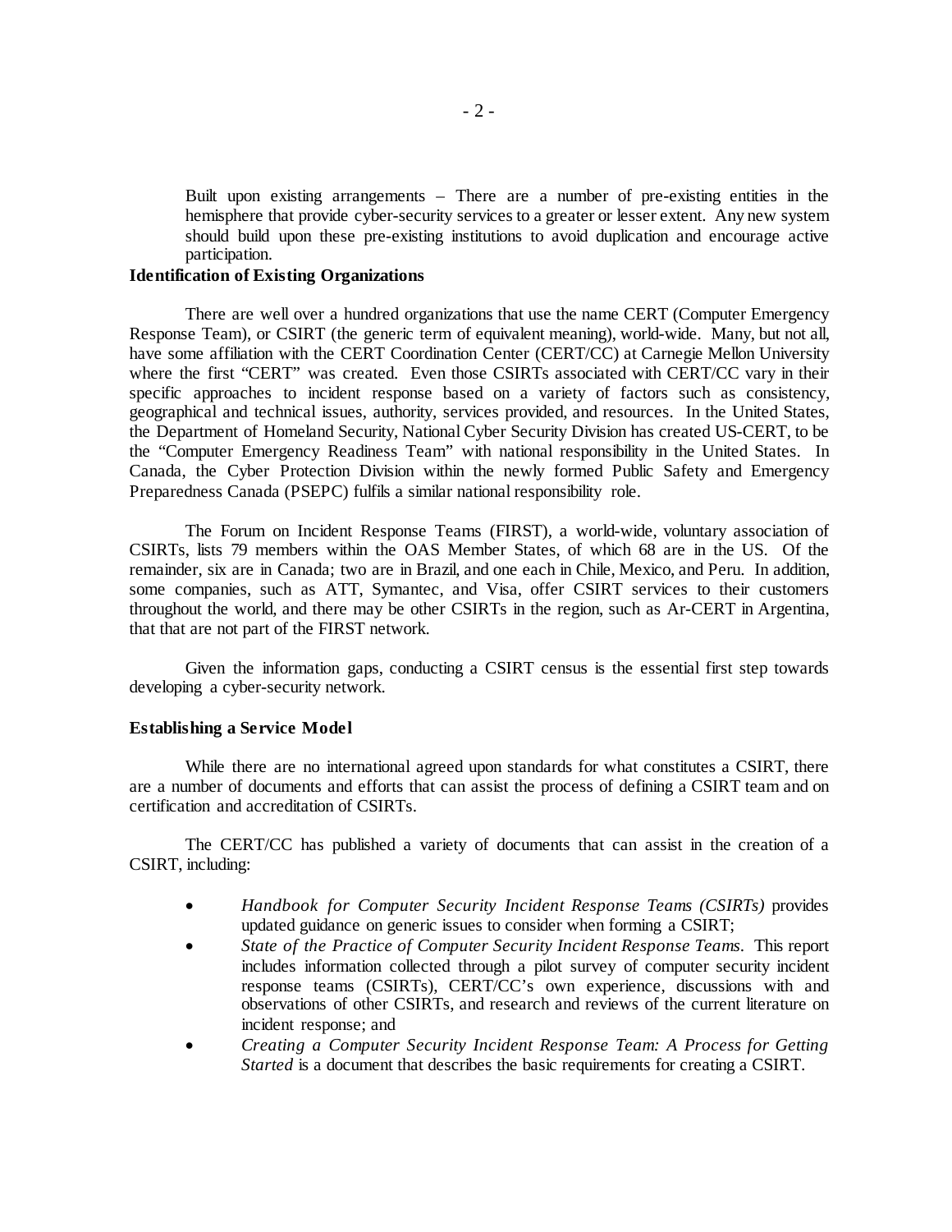Built upon existing arrangements – There are a number of pre-existing entities in the hemisphere that provide cyber-security services to a greater or lesser extent. Any new system should build upon these pre-existing institutions to avoid duplication and encourage active participation.

**Identification of Existing Organizations**

There are well over a hundred organizations that use the name CERT (Computer Emergency Response Team), or CSIRT (the generic term of equivalent meaning), world-wide. Many, but not all, have some affiliation with the CERT Coordination Center (CERT/CC) at Carnegie Mellon University where the first "CERT" was created. Even those CSIRTs associated with CERT/CC vary in their specific approaches to incident response based on a variety of factors such as consistency, geographical and technical issues, authority, services provided, and resources. In the United States, the Department of Homeland Security, National Cyber Security Division has created US-CERT, to be the "Computer Emergency Readiness Team" with national responsibility in the United States. In Canada, the Cyber Protection Division within the newly formed Public Safety and Emergency Preparedness Canada (PSEPC) fulfils a similar national responsibility role.

The Forum on Incident Response Teams (FIRST), a world-wide, voluntary association of CSIRTs, lists 79 members within the OAS Member States, of which 68 are in the US. Of the remainder, six are in Canada; two are in Brazil, and one each in Chile, Mexico, and Peru. In addition, some companies, such as ATT, Symantec, and Visa, offer CSIRT services to their customers throughout the world, and there may be other CSIRTs in the region, such as Ar-CERT in Argentina, that that are not part of the FIRST network.

Given the information gaps, conducting a CSIRT census is the essential first step towards developing a cyber-security network.

**Establishing a Service Model**

While there are no international agreed upon standards for what constitutes a CSIRT, there are a number of documents and efforts that can assist the process of defining a CSIRT team and on certification and accreditation of CSIRTs.

The CERT/CC has published a variety of documents that can assist in the creation of a CSIRT, including:

- *Handbook for Computer Security Incident Response Teams (CSIRTs)* provides updated guidance on generic issues to consider when forming a CSIRT;
- *State of the Practice of Computer Security Incident Response Teams.* This report includes information collected through a pilot survey of computer security incident response teams (CSIRTs), CERT/CC's own experience, discussions with and observations of other CSIRTs, and research and reviews of the current literature on incident response; and
- *Creating a Computer Security Incident Response Team: A Process for Getting Started* is a document that describes the basic requirements for creating a CSIRT.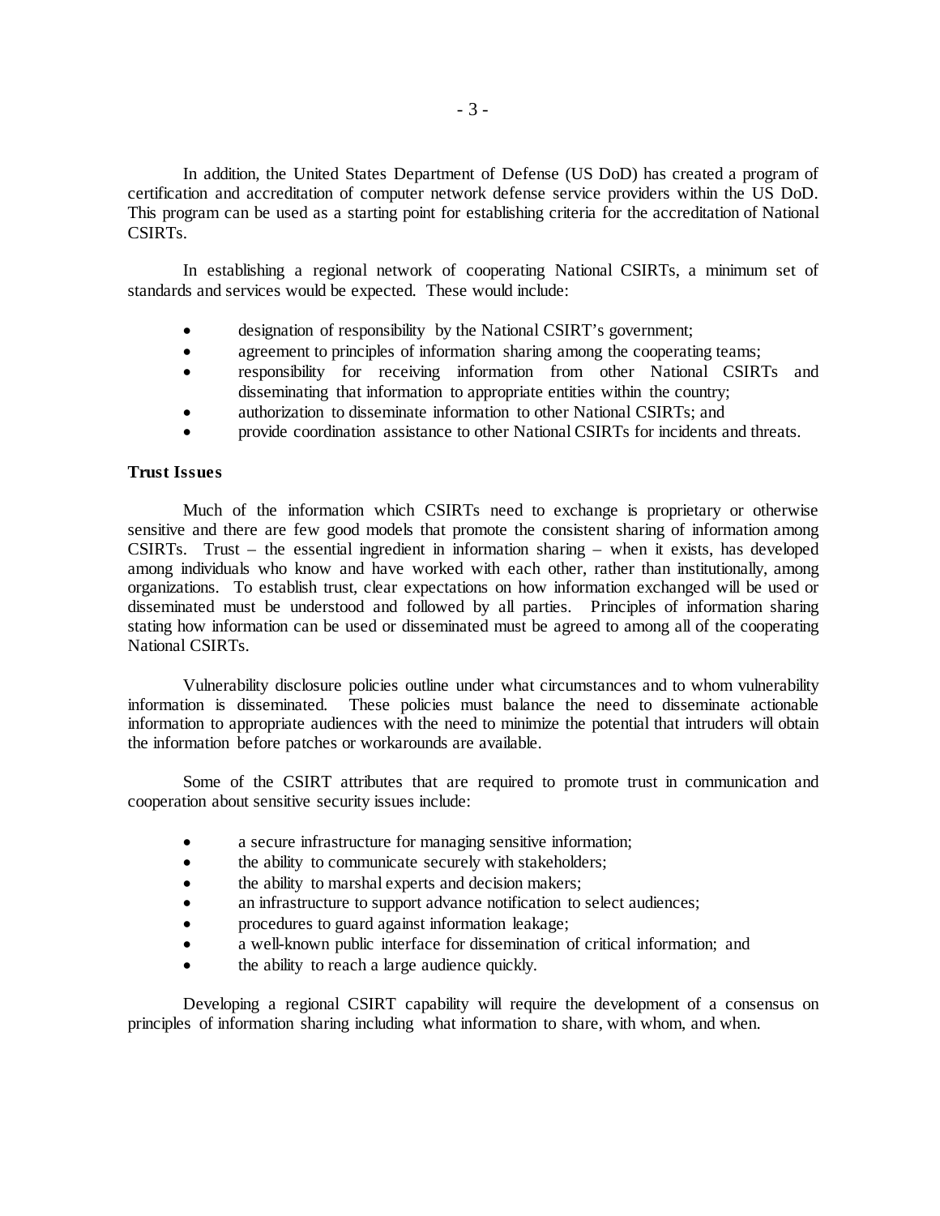In addition, the United States Department of Defense (US DoD) has created a program of certification and accreditation of computer network defense service providers within the US DoD. This program can be used as a starting point for establishing criteria for the accreditation of National CSIRTs.

In establishing a regional network of cooperating National CSIRTs, a minimum set of standards and services would be expected. These would include:

- designation of responsibility by the National CSIRT's government;
- agreement to principles of information sharing among the cooperating teams;
- responsibility for receiving information from other National CSIRTs and disseminating that information to appropriate entities within the country;
- authorization to disseminate information to other National CSIRTs; and
- provide coordination assistance to other National CSIRTs for incidents and threats.

**Trust Issues**

Much of the information which CSIRTs need to exchange is proprietary or otherwise sensitive and there are few good models that promote the consistent sharing of information among CSIRTs. Trust – the essential ingredient in information sharing – when it exists, has developed among individuals who know and have worked with each other, rather than institutionally, among organizations. To establish trust, clear expectations on how information exchanged will be used or disseminated must be understood and followed by all parties. Principles of information sharing stating how information can be used or disseminated must be agreed to among all of the cooperating National CSIRTs.

Vulnerability disclosure policies outline under what circumstances and to whom vulnerability information is disseminated. These policies must balance the need to disseminate actionable information to appropriate audiences with the need to minimize the potential that intruders will obtain the information before patches or workarounds are available.

Some of the CSIRT attributes that are required to promote trust in communication and cooperation about sensitive security issues include:

- a secure infrastructure for managing sensitive information;
- the ability to communicate securely with stakeholders;
- the ability to marshal experts and decision makers;
- an infrastructure to support advance notification to select audiences;
- procedures to guard against information leakage;
- a well-known public interface for dissemination of critical information; and
- the ability to reach a large audience quickly.

Developing a regional CSIRT capability will require the development of a consensus on principles of information sharing including what information to share, with whom, and when.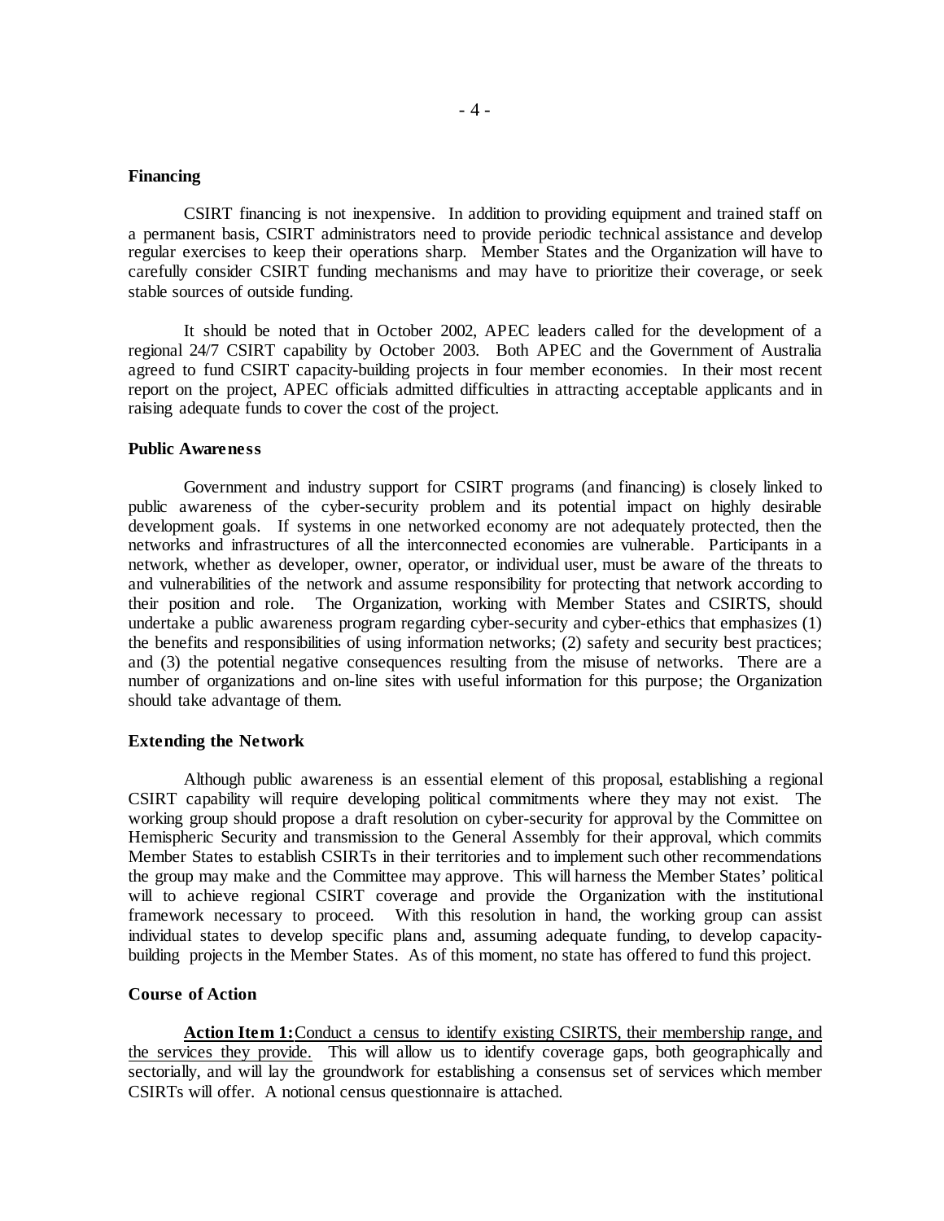**Financing**

CSIRT financing is not inexpensive. In addition to providing equipment and trained staff on a permanent basis, CSIRT administrators need to provide periodic technical assistance and develop regular exercises to keep their operations sharp. Member States and the Organization will have to carefully consider CSIRT funding mechanisms and may have to prioritize their coverage, or seek stable sources of outside funding.

It should be noted that in October 2002, APEC leaders called for the development of a regional 24/7 CSIRT capability by October 2003. Both APEC and the Government of Australia agreed to fund CSIRT capacity-building projects in four member economies. In their most recent report on the project, APEC officials admitted difficulties in attracting acceptable applicants and in raising adequate funds to cover the cost of the project.

**Public Awareness**

Government and industry support for CSIRT programs (and financing) is closely linked to public awareness of the cyber-security problem and its potential impact on highly desirable development goals. If systems in one networked economy are not adequately protected, then the networks and infrastructures of all the interconnected economies are vulnerable. Participants in a network, whether as developer, owner, operator, or individual user, must be aware of the threats to and vulnerabilities of the network and assume responsibility for protecting that network according to their position and role. The Organization, working with Member States and CSIRTS, should undertake a public awareness program regarding cyber-security and cyber-ethics that emphasizes (1) the benefits and responsibilities of using information networks; (2) safety and security best practices; and (3) the potential negative consequences resulting from the misuse of networks. There are a number of organizations and on-line sites with useful information for this purpose; the Organization should take advantage of them.

**Extending the Network**

Although public awareness is an essential element of this proposal, establishing a regional CSIRT capability will require developing political commitments where they may not exist. The working group should propose a draft resolution on cyber-security for approval by the Committee on Hemispheric Security and transmission to the General Assembly for their approval, which commits Member States to establish CSIRTs in their territories and to implement such other recommendations the group may make and the Committee may approve. This will harness the Member States' political will to achieve regional CSIRT coverage and provide the Organization with the institutional framework necessary to proceed. With this resolution in hand, the working group can assist individual states to develop specific plans and, assuming adequate funding, to develop capacity-building projects in the Member States. As of this moment, no state has offered to fund this project.

**Course of Action**

**Action Item 1:** Conduct a census to identify existing CSIRTS, their membership range, and the services they provide. This will allow us to identify coverage gaps, both geographically and sectorially, and will lay the groundwork for establishing a consensus set of services which member CSIRTs will offer. A notional census questionnaire is attached.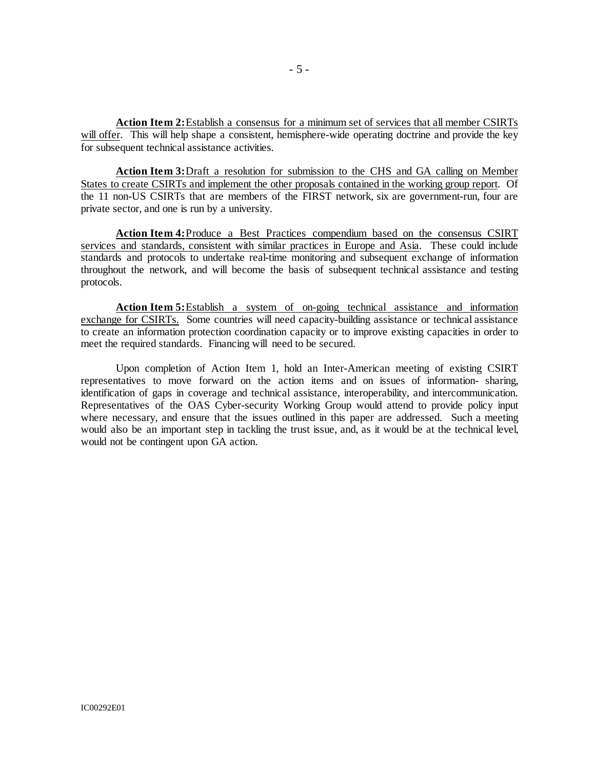**Action Item 2:** Establish a consensus for a minimum set of services that all member CSIRTs will offer. This will help shape a consistent, hemisphere-wide operating doctrine and provide the key for subsequent technical assistance activities.

**Action Item 3:** Draft a resolution for submission to the CHS and GA calling on Member States to create CSIRTs and implement the other proposals contained in the working group report. Of the 11 non-US CSIRTs that are members of the FIRST network, six are government-run, four are private sector, and one is run by a university.

**Action Item 4:** Produce a Best Practices compendium based on the consensus CSIRT services and standards, consistent with similar practices in Europe and Asia. These could include standards and protocols to undertake real-time monitoring and subsequent exchange of information throughout the network, and will become the basis of subsequent technical assistance and testing protocols.

**Action Item 5:** Establish a system of on-going technical assistance and information exchange for CSIRTs. Some countries will need capacity-building assistance or technical assistance to create an information protection coordination capacity or to improve existing capacities in order to meet the required standards. Financing will need to be secured.

Upon completion of Action Item 1, hold an Inter-American meeting of existing CSIRT representatives to move forward on the action items and on issues of information- sharing, identification of gaps in coverage and technical assistance, interoperability, and intercommunication. Representatives of the OAS Cyber-security Working Group would attend to provide policy input where necessary, and ensure that the issues outlined in this paper are addressed. Such a meeting would also be an important step in tackling the trust issue, and, as it would be at the technical level, would not be contingent upon GA action.

IC00292E01